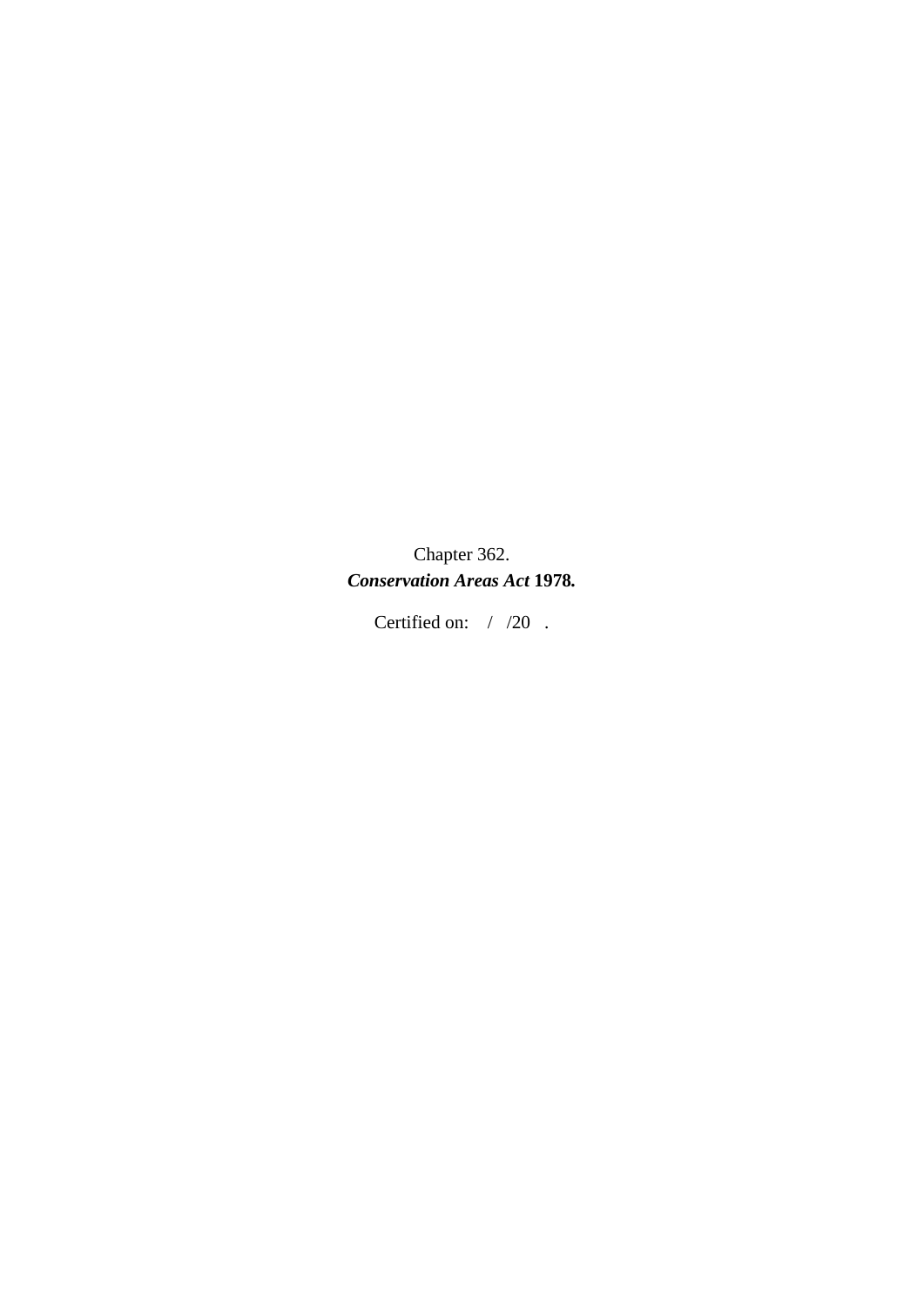Chapter 362.

***Conservation Areas Act* 1978.**

Certified on: / /20 .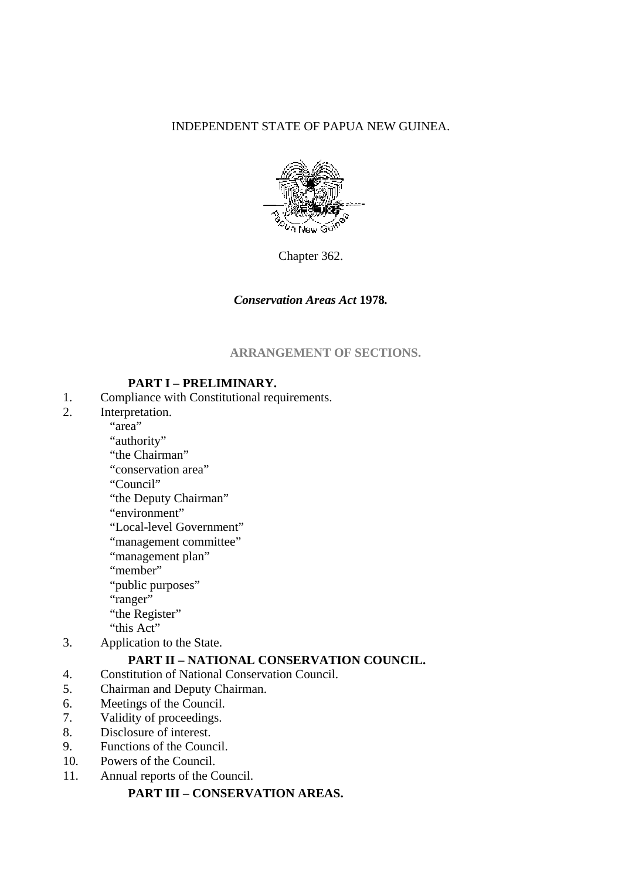INDEPENDENT STATE OF PAPUA NEW GUINEA.

Chapter 362.

***Conservation Areas Act* 1978.**

## ARRANGEMENT OF SECTIONS.

### PART I – PRELIMINARY.

1. Compliance with Constitutional requirements.
2. Interpretation.
   - "area"
   - "authority"
   - "the Chairman"
   - "conservation area"
   - "Council"
   - "the Deputy Chairman"
   - "environment"
   - "Local-level Government"
   - "management committee"
   - "management plan"
   - "member"
   - "public purposes"
   - "ranger"
   - "the Register"
   - "this Act"
3. Application to the State.

### PART II – NATIONAL CONSERVATION COUNCIL.

4. Constitution of National Conservation Council.
5. Chairman and Deputy Chairman.
6. Meetings of the Council.
7. Validity of proceedings.
8. Disclosure of interest.
9. Functions of the Council.
10. Powers of the Council.
11. Annual reports of the Council.

### PART III – CONSERVATION AREAS.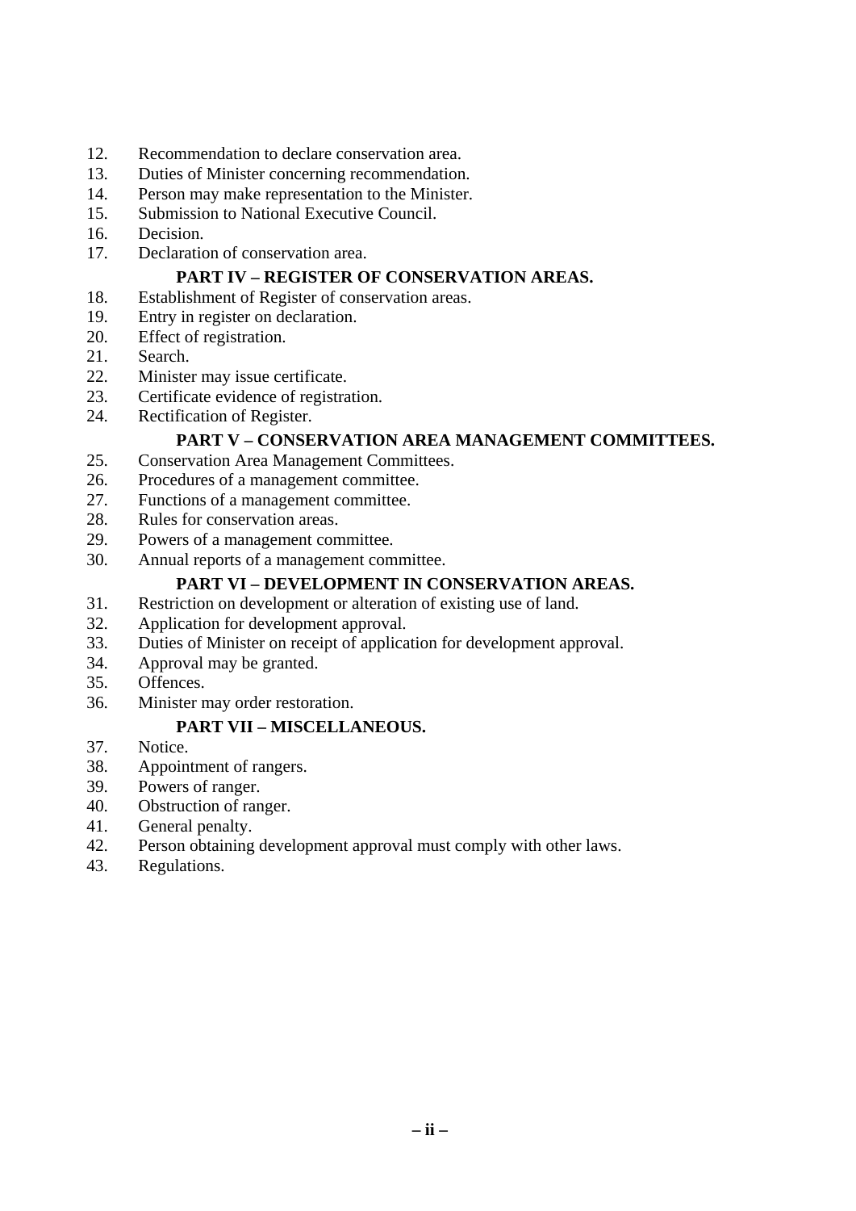12. Recommendation to declare conservation area.
13. Duties of Minister concerning recommendation.
14. Person may make representation to the Minister.
15. Submission to National Executive Council.
16. Decision.
17. Declaration of conservation area.

**PART IV – REGISTER OF CONSERVATION AREAS.**

18. Establishment of Register of conservation areas.
19. Entry in register on declaration.
20. Effect of registration.
21. Search.
22. Minister may issue certificate.
23. Certificate evidence of registration.
24. Rectification of Register.

**PART V – CONSERVATION AREA MANAGEMENT COMMITTEES.**

25. Conservation Area Management Committees.
26. Procedures of a management committee.
27. Functions of a management committee.
28. Rules for conservation areas.
29. Powers of a management committee.
30. Annual reports of a management committee.

**PART VI – DEVELOPMENT IN CONSERVATION AREAS.**

31. Restriction on development or alteration of existing use of land.
32. Application for development approval.
33. Duties of Minister on receipt of application for development approval.
34. Approval may be granted.
35. Offences.
36. Minister may order restoration.

**PART VII – MISCELLANEOUS.**

37. Notice.
38. Appointment of rangers.
39. Powers of ranger.
40. Obstruction of ranger.
41. General penalty.
42. Person obtaining development approval must comply with other laws.
43. Regulations.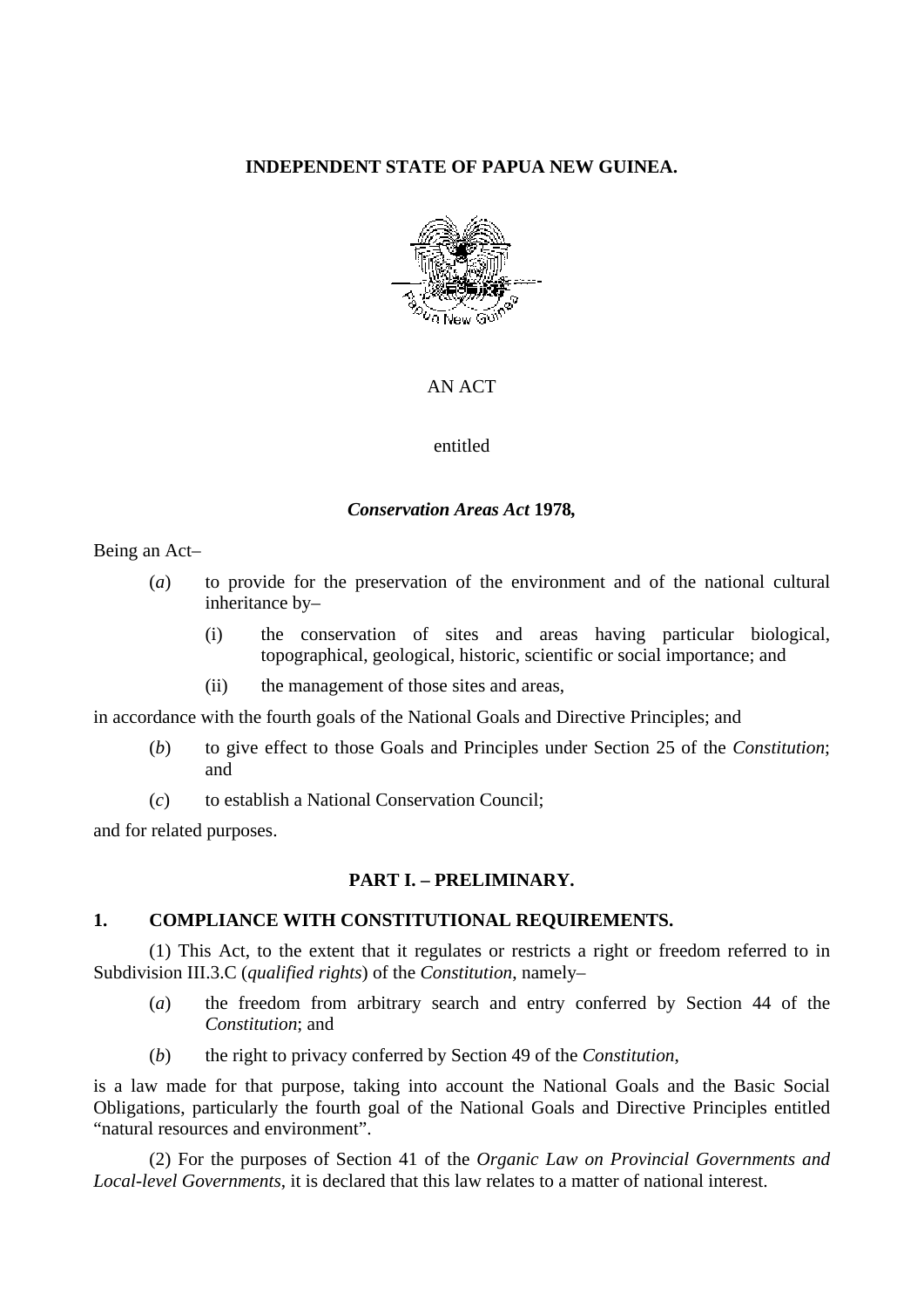**INDEPENDENT STATE OF PAPUA NEW GUINEA.**

AN ACT

entitled

***Conservation Areas Act* 1978,**

Being an Act–

- (*a*) to provide for the preservation of the environment and of the national cultural inheritance by–
    - (i) the conservation of sites and areas having particular biological, topographical, geological, historic, scientific or social importance; and
    - (ii) the management of those sites and areas,

in accordance with the fourth goals of the National Goals and Directive Principles; and

- (*b*) to give effect to those Goals and Principles under Section 25 of the *Constitution*; and
- (*c*) to establish a National Conservation Council;

and for related purposes.

## PART I. – PRELIMINARY.

### 1. COMPLIANCE WITH CONSTITUTIONAL REQUIREMENTS.

(1) This Act, to the extent that it regulates or restricts a right or freedom referred to in Subdivision III.3.C (*qualified rights*) of the *Constitution*, namely–

- (*a*) the freedom from arbitrary search and entry conferred by Section 44 of the *Constitution*; and
- (*b*) the right to privacy conferred by Section 49 of the *Constitution*,

is a law made for that purpose, taking into account the National Goals and the Basic Social Obligations, particularly the fourth goal of the National Goals and Directive Principles entitled "natural resources and environment".

(2) For the purposes of Section 41 of the *Organic Law on Provincial Governments and Local-level Governments*, it is declared that this law relates to a matter of national interest.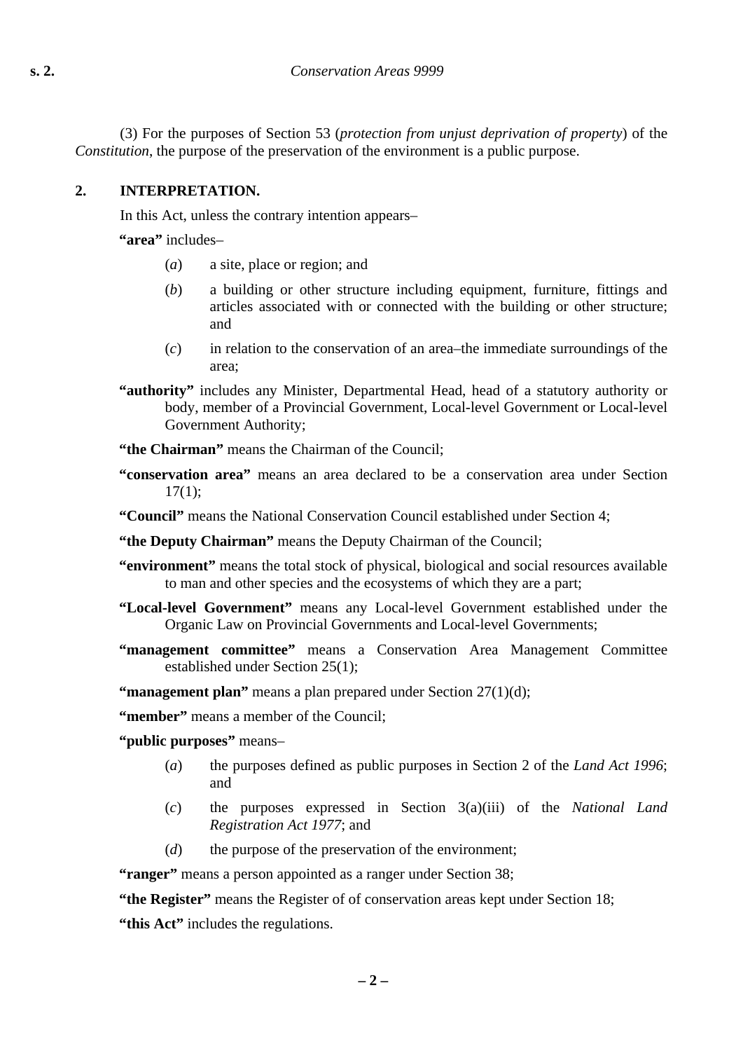(3) For the purposes of Section 53 (*protection from unjust deprivation of property*) of the *Constitution*, the purpose of the preservation of the environment is a public purpose.

## 2. INTERPRETATION.

In this Act, unless the contrary intention appears–

**"area"** includes–

(*a*) a site, place or region; and

(*b*) a building or other structure including equipment, furniture, fittings and articles associated with or connected with the building or other structure; and

(*c*) in relation to the conservation of an area–the immediate surroundings of the area;

**"authority"** includes any Minister, Departmental Head, head of a statutory authority or body, member of a Provincial Government, Local-level Government or Local-level Government Authority;

**"the Chairman"** means the Chairman of the Council;

**"conservation area"** means an area declared to be a conservation area under Section 17(1);

**"Council"** means the National Conservation Council established under Section 4;

**"the Deputy Chairman"** means the Deputy Chairman of the Council;

**"environment"** means the total stock of physical, biological and social resources available to man and other species and the ecosystems of which they are a part;

**"Local-level Government"** means any Local-level Government established under the Organic Law on Provincial Governments and Local-level Governments;

**"management committee"** means a Conservation Area Management Committee established under Section 25(1);

**"management plan"** means a plan prepared under Section 27(1)(d);

**"member"** means a member of the Council;

**"public purposes"** means–

(*a*) the purposes defined as public purposes in Section 2 of the *Land Act 1996*; and

(*c*) the purposes expressed in Section 3(a)(iii) of the *National Land Registration Act 1977*; and

(*d*) the purpose of the preservation of the environment;

**"ranger"** means a person appointed as a ranger under Section 38;

**"the Register"** means the Register of of conservation areas kept under Section 18;

**"this Act"** includes the regulations.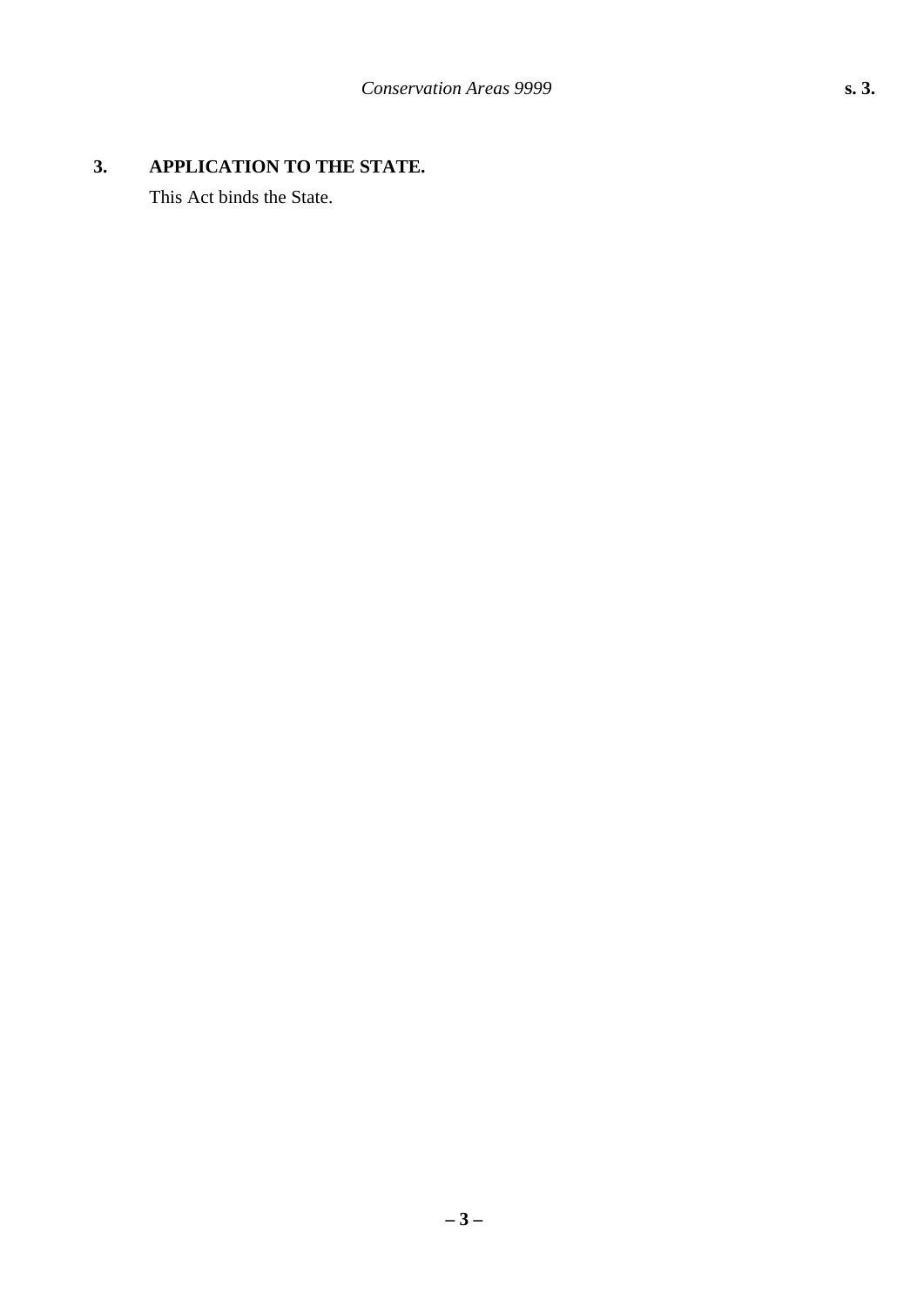## 3. APPLICATION TO THE STATE.

This Act binds the State.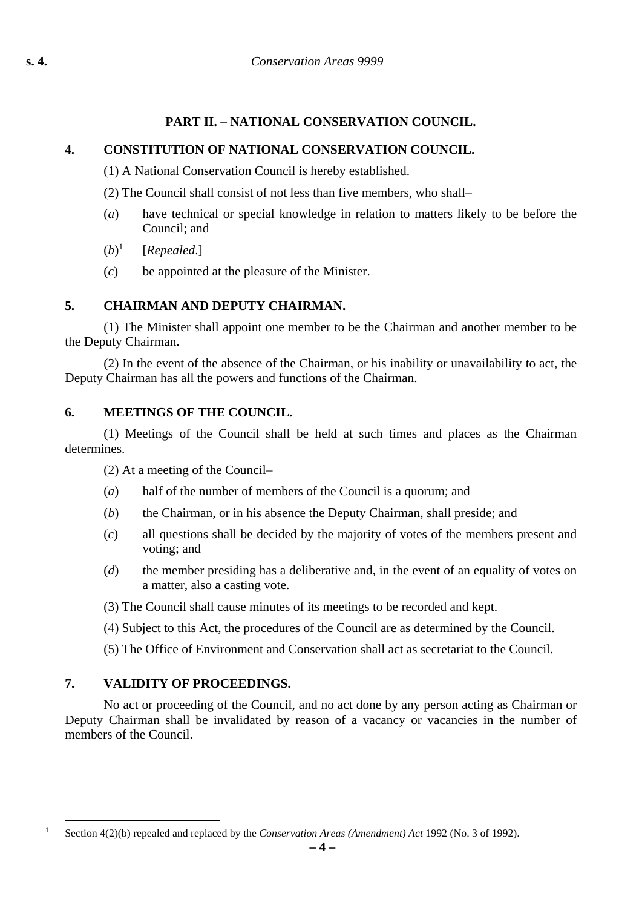## PART II. – NATIONAL CONSERVATION COUNCIL.

### 4. CONSTITUTION OF NATIONAL CONSERVATION COUNCIL.

(1) A National Conservation Council is hereby established.

(2) The Council shall consist of not less than five members, who shall–

(*a*) have technical or special knowledge in relation to matters likely to be before the Council; and

(*b*)[1] [*Repealed*.]

(*c*) be appointed at the pleasure of the Minister.

### 5. CHAIRMAN AND DEPUTY CHAIRMAN.

(1) The Minister shall appoint one member to be the Chairman and another member to be the Deputy Chairman.

(2) In the event of the absence of the Chairman, or his inability or unavailability to act, the Deputy Chairman has all the powers and functions of the Chairman.

### 6. MEETINGS OF THE COUNCIL.

(1) Meetings of the Council shall be held at such times and places as the Chairman determines.

(2) At a meeting of the Council–

(*a*) half of the number of members of the Council is a quorum; and

(*b*) the Chairman, or in his absence the Deputy Chairman, shall preside; and

(*c*) all questions shall be decided by the majority of votes of the members present and voting; and

(*d*) the member presiding has a deliberative and, in the event of an equality of votes on a matter, also a casting vote.

(3) The Council shall cause minutes of its meetings to be recorded and kept.

(4) Subject to this Act, the procedures of the Council are as determined by the Council.

(5) The Office of Environment and Conservation shall act as secretariat to the Council.

### 7. VALIDITY OF PROCEEDINGS.

No act or proceeding of the Council, and no act done by any person acting as Chairman or Deputy Chairman shall be invalidated by reason of a vacancy or vacancies in the number of members of the Council.

---

[1] Section 4(2)(b) repealed and replaced by the *Conservation Areas (Amendment) Act* 1992 (No. 3 of 1992).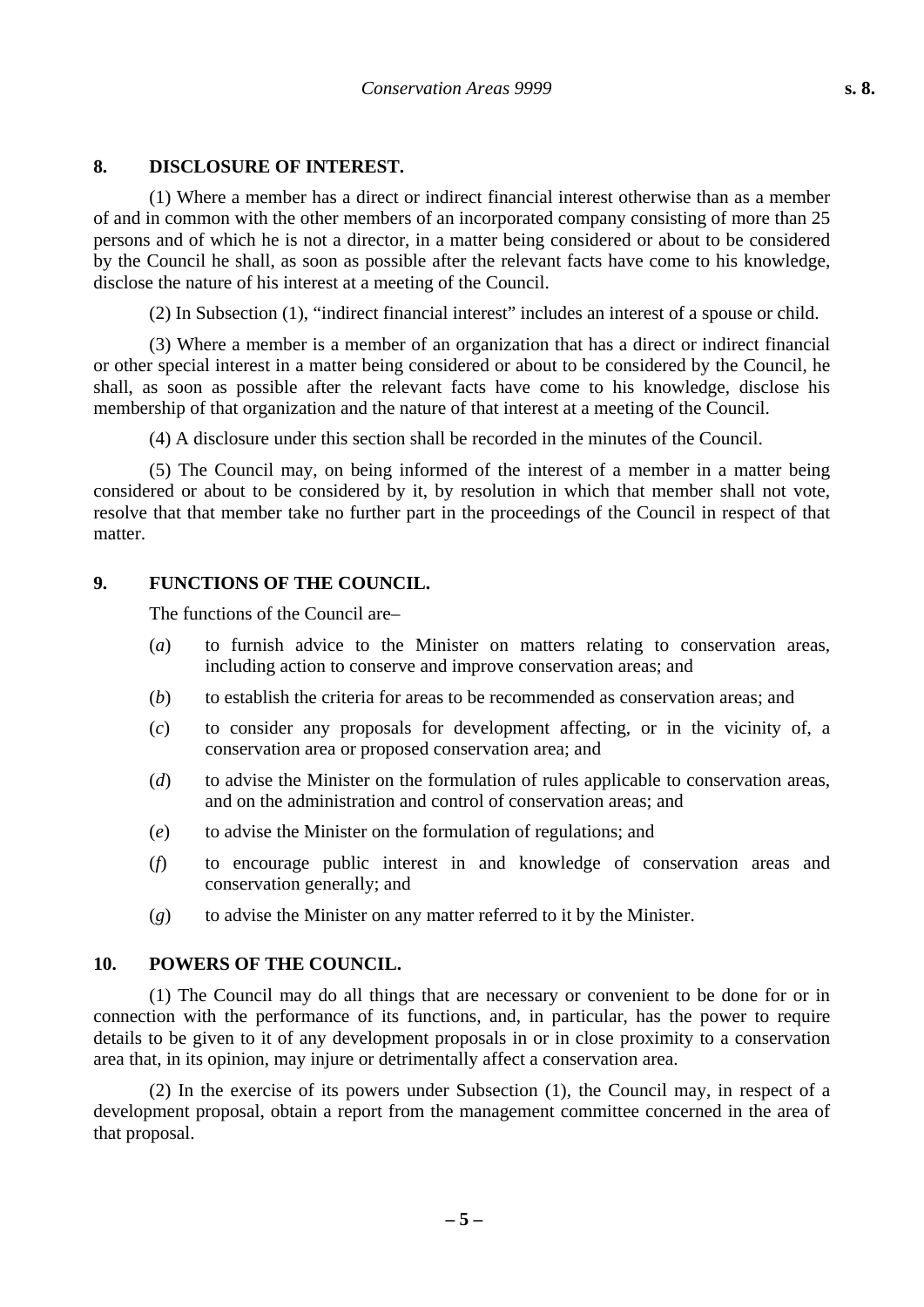## 8. DISCLOSURE OF INTEREST.

(1) Where a member has a direct or indirect financial interest otherwise than as a member of and in common with the other members of an incorporated company consisting of more than 25 persons and of which he is not a director, in a matter being considered or about to be considered by the Council he shall, as soon as possible after the relevant facts have come to his knowledge, disclose the nature of his interest at a meeting of the Council.

(2) In Subsection (1), "indirect financial interest" includes an interest of a spouse or child.

(3) Where a member is a member of an organization that has a direct or indirect financial or other special interest in a matter being considered or about to be considered by the Council, he shall, as soon as possible after the relevant facts have come to his knowledge, disclose his membership of that organization and the nature of that interest at a meeting of the Council.

(4) A disclosure under this section shall be recorded in the minutes of the Council.

(5) The Council may, on being informed of the interest of a member in a matter being considered or about to be considered by it, by resolution in which that member shall not vote, resolve that that member take no further part in the proceedings of the Council in respect of that matter.

## 9. FUNCTIONS OF THE COUNCIL.

The functions of the Council are–

(*a*) to furnish advice to the Minister on matters relating to conservation areas, including action to conserve and improve conservation areas; and

(*b*) to establish the criteria for areas to be recommended as conservation areas; and

(*c*) to consider any proposals for development affecting, or in the vicinity of, a conservation area or proposed conservation area; and

(*d*) to advise the Minister on the formulation of rules applicable to conservation areas, and on the administration and control of conservation areas; and

(*e*) to advise the Minister on the formulation of regulations; and

(*f*) to encourage public interest in and knowledge of conservation areas and conservation generally; and

(*g*) to advise the Minister on any matter referred to it by the Minister.

## 10. POWERS OF THE COUNCIL.

(1) The Council may do all things that are necessary or convenient to be done for or in connection with the performance of its functions, and, in particular, has the power to require details to be given to it of any development proposals in or in close proximity to a conservation area that, in its opinion, may injure or detrimentally affect a conservation area.

(2) In the exercise of its powers under Subsection (1), the Council may, in respect of a development proposal, obtain a report from the management committee concerned in the area of that proposal.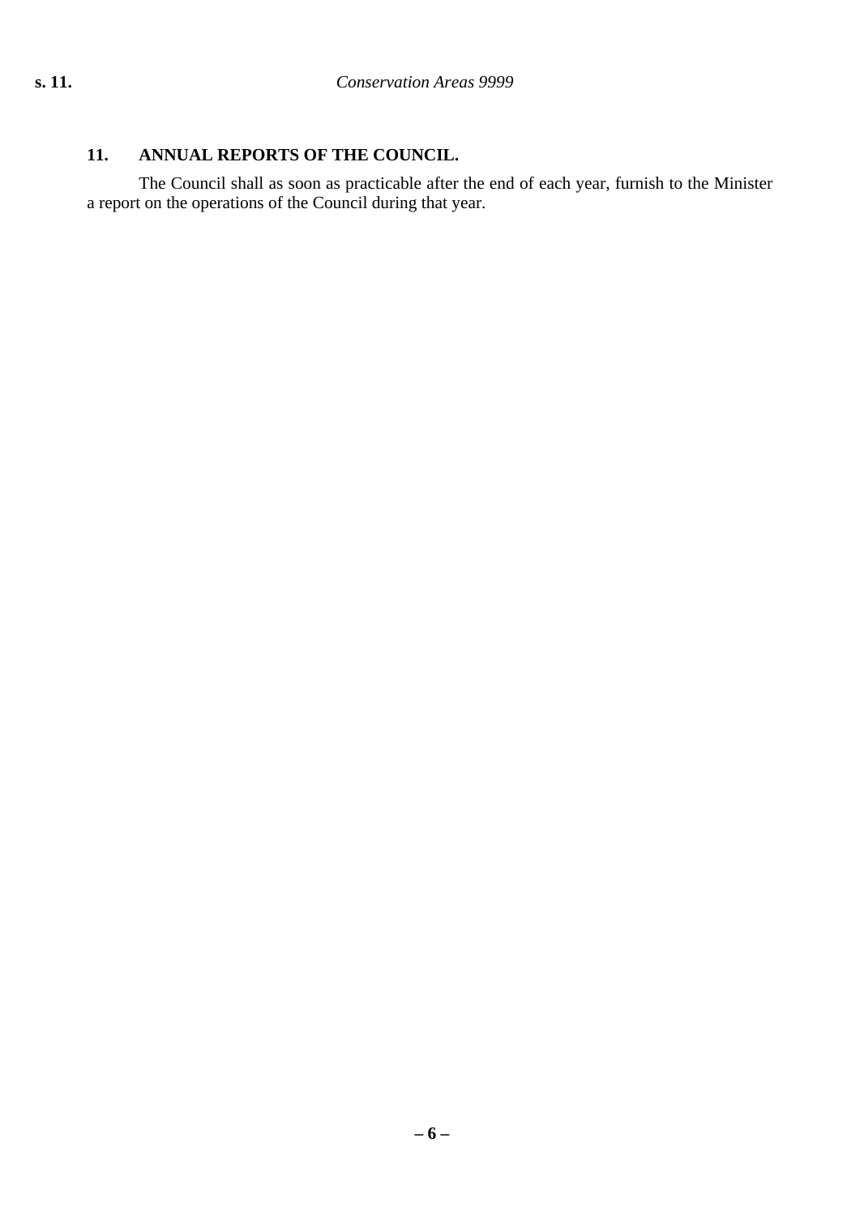## 11. ANNUAL REPORTS OF THE COUNCIL.

The Council shall as soon as practicable after the end of each year, furnish to the Minister a report on the operations of the Council during that year.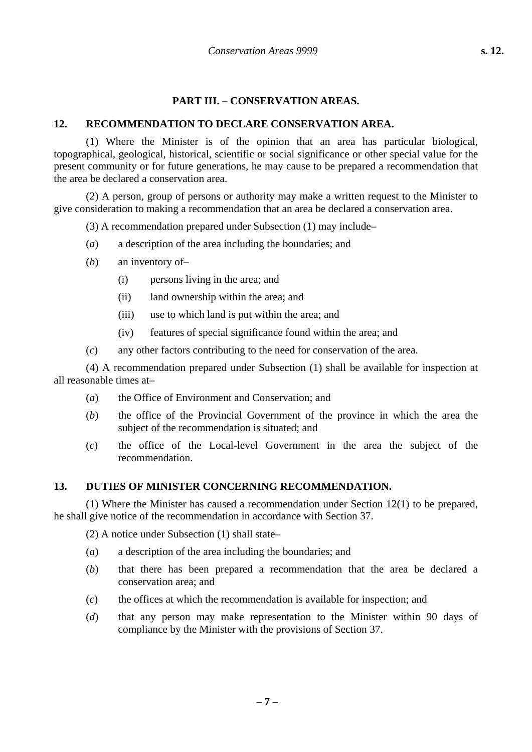## PART III. – CONSERVATION AREAS.

### 12. RECOMMENDATION TO DECLARE CONSERVATION AREA.

(1) Where the Minister is of the opinion that an area has particular biological, topographical, geological, historical, scientific or social significance or other special value for the present community or for future generations, he may cause to be prepared a recommendation that the area be declared a conservation area.

(2) A person, group of persons or authority may make a written request to the Minister to give consideration to making a recommendation that an area be declared a conservation area.

(3) A recommendation prepared under Subsection (1) may include–

(*a*) a description of the area including the boundaries; and

(*b*) an inventory of–

- (i) persons living in the area; and
- (ii) land ownership within the area; and
- (iii) use to which land is put within the area; and
- (iv) features of special significance found within the area; and

(*c*) any other factors contributing to the need for conservation of the area.

(4) A recommendation prepared under Subsection (1) shall be available for inspection at all reasonable times at–

(*a*) the Office of Environment and Conservation; and

(*b*) the office of the Provincial Government of the province in which the area the subject of the recommendation is situated; and

(*c*) the office of the Local-level Government in the area the subject of the recommendation.

### 13. DUTIES OF MINISTER CONCERNING RECOMMENDATION.

(1) Where the Minister has caused a recommendation under Section 12(1) to be prepared, he shall give notice of the recommendation in accordance with Section 37.

(2) A notice under Subsection (1) shall state–

(*a*) a description of the area including the boundaries; and

(*b*) that there has been prepared a recommendation that the area be declared a conservation area; and

(*c*) the offices at which the recommendation is available for inspection; and

(*d*) that any person may make representation to the Minister within 90 days of compliance by the Minister with the provisions of Section 37.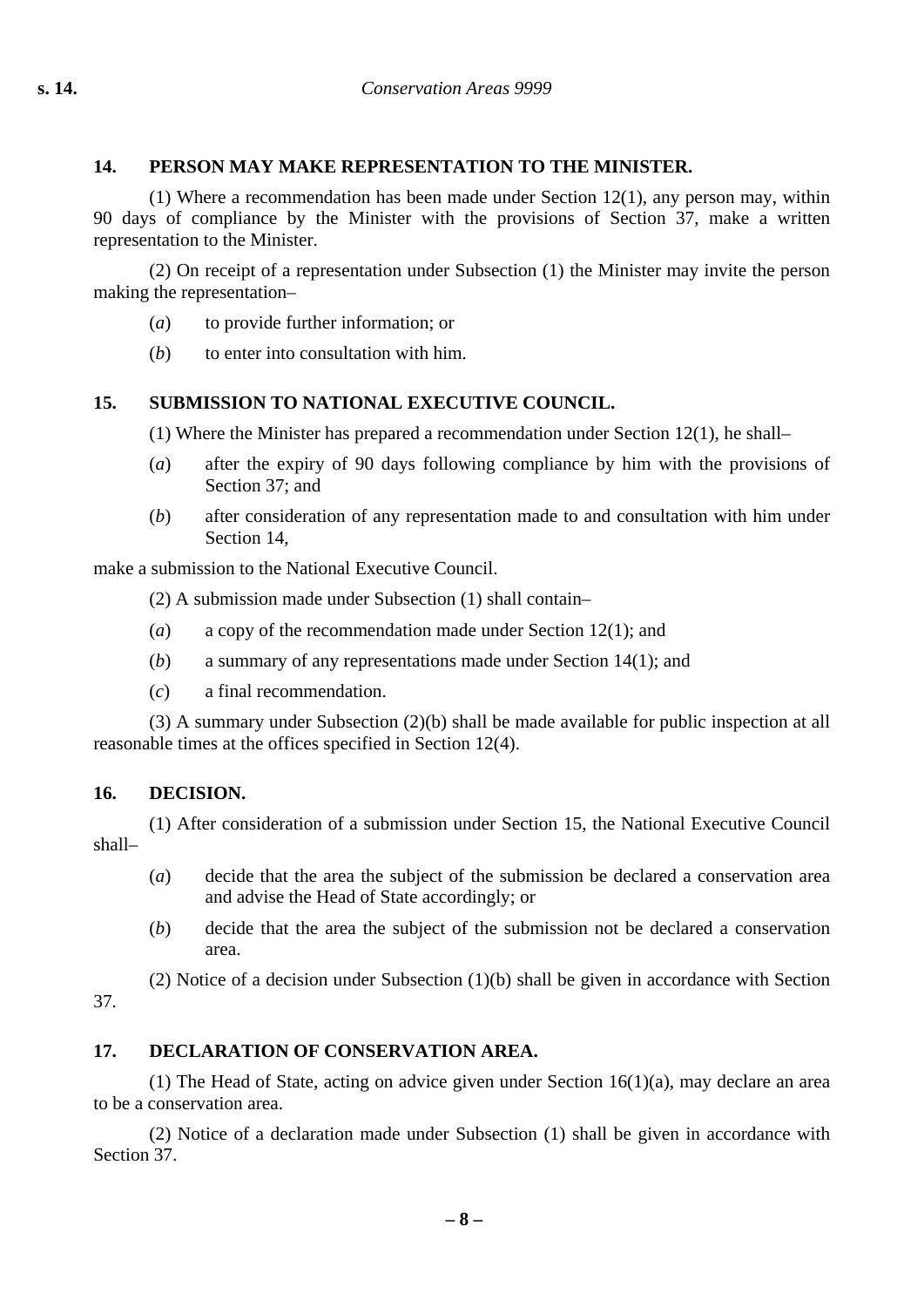## 14. PERSON MAY MAKE REPRESENTATION TO THE MINISTER.

(1) Where a recommendation has been made under Section 12(1), any person may, within 90 days of compliance by the Minister with the provisions of Section 37, make a written representation to the Minister.

(2) On receipt of a representation under Subsection (1) the Minister may invite the person making the representation–

(*a*) to provide further information; or

(*b*) to enter into consultation with him.

## 15. SUBMISSION TO NATIONAL EXECUTIVE COUNCIL.

(1) Where the Minister has prepared a recommendation under Section 12(1), he shall–

(*a*) after the expiry of 90 days following compliance by him with the provisions of Section 37; and

(*b*) after consideration of any representation made to and consultation with him under Section 14,

make a submission to the National Executive Council.

(2) A submission made under Subsection (1) shall contain–

(*a*) a copy of the recommendation made under Section 12(1); and

(*b*) a summary of any representations made under Section 14(1); and

(*c*) a final recommendation.

(3) A summary under Subsection (2)(b) shall be made available for public inspection at all reasonable times at the offices specified in Section 12(4).

## 16. DECISION.

(1) After consideration of a submission under Section 15, the National Executive Council shall–

(*a*) decide that the area the subject of the submission be declared a conservation area and advise the Head of State accordingly; or

(*b*) decide that the area the subject of the submission not be declared a conservation area.

(2) Notice of a decision under Subsection (1)(b) shall be given in accordance with Section 37.

## 17. DECLARATION OF CONSERVATION AREA.

(1) The Head of State, acting on advice given under Section 16(1)(a), may declare an area to be a conservation area.

(2) Notice of a declaration made under Subsection (1) shall be given in accordance with Section 37.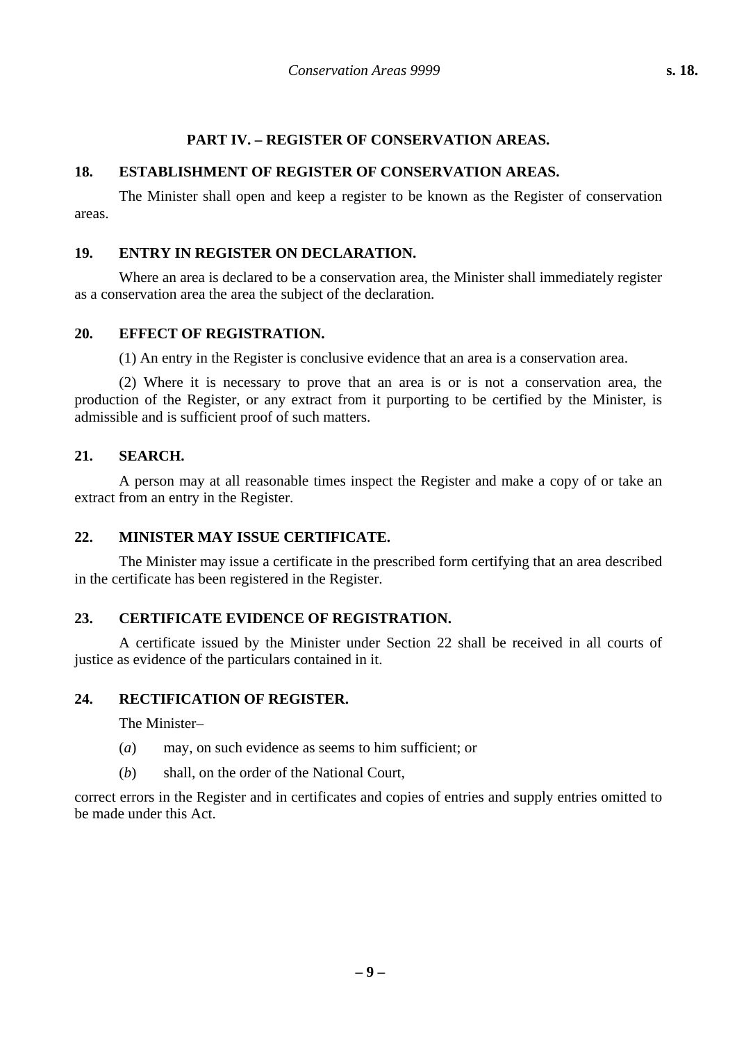## PART IV. – REGISTER OF CONSERVATION AREAS.

### 18. ESTABLISHMENT OF REGISTER OF CONSERVATION AREAS.

The Minister shall open and keep a register to be known as the Register of conservation areas.

### 19. ENTRY IN REGISTER ON DECLARATION.

Where an area is declared to be a conservation area, the Minister shall immediately register as a conservation area the area the subject of the declaration.

### 20. EFFECT OF REGISTRATION.

(1) An entry in the Register is conclusive evidence that an area is a conservation area.

(2) Where it is necessary to prove that an area is or is not a conservation area, the production of the Register, or any extract from it purporting to be certified by the Minister, is admissible and is sufficient proof of such matters.

### 21. SEARCH.

A person may at all reasonable times inspect the Register and make a copy of or take an extract from an entry in the Register.

### 22. MINISTER MAY ISSUE CERTIFICATE.

The Minister may issue a certificate in the prescribed form certifying that an area described in the certificate has been registered in the Register.

### 23. CERTIFICATE EVIDENCE OF REGISTRATION.

A certificate issued by the Minister under Section 22 shall be received in all courts of justice as evidence of the particulars contained in it.

### 24. RECTIFICATION OF REGISTER.

The Minister–

(*a*) may, on such evidence as seems to him sufficient; or

(*b*) shall, on the order of the National Court,

correct errors in the Register and in certificates and copies of entries and supply entries omitted to be made under this Act.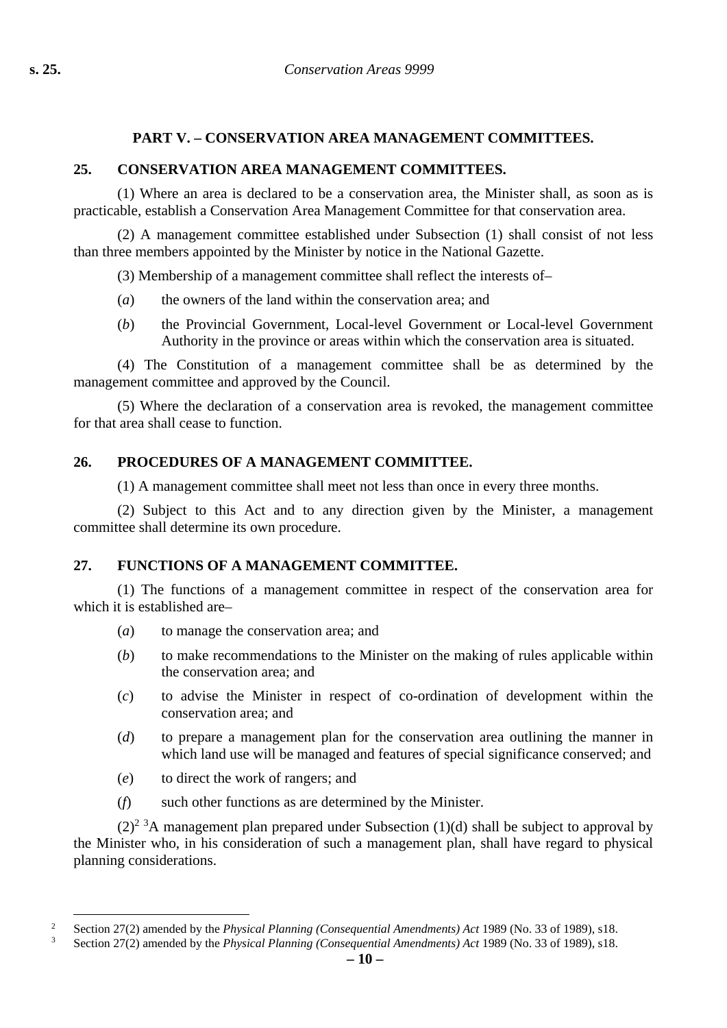## PART V. – CONSERVATION AREA MANAGEMENT COMMITTEES.

### 25. CONSERVATION AREA MANAGEMENT COMMITTEES.

(1) Where an area is declared to be a conservation area, the Minister shall, as soon as is practicable, establish a Conservation Area Management Committee for that conservation area.

(2) A management committee established under Subsection (1) shall consist of not less than three members appointed by the Minister by notice in the National Gazette.

(3) Membership of a management committee shall reflect the interests of–

(*a*) the owners of the land within the conservation area; and

(*b*) the Provincial Government, Local-level Government or Local-level Government Authority in the province or areas within which the conservation area is situated.

(4) The Constitution of a management committee shall be as determined by the management committee and approved by the Council.

(5) Where the declaration of a conservation area is revoked, the management committee for that area shall cease to function.

### 26. PROCEDURES OF A MANAGEMENT COMMITTEE.

(1) A management committee shall meet not less than once in every three months.

(2) Subject to this Act and to any direction given by the Minister, a management committee shall determine its own procedure.

### 27. FUNCTIONS OF A MANAGEMENT COMMITTEE.

(1) The functions of a management committee in respect of the conservation area for which it is established are–

(*a*) to manage the conservation area; and

(*b*) to make recommendations to the Minister on the making of rules applicable within the conservation area; and

(*c*) to advise the Minister in respect of co-ordination of development within the conservation area; and

(*d*) to prepare a management plan for the conservation area outlining the manner in which land use will be managed and features of special significance conserved; and

(*e*) to direct the work of rangers; and

(*f*) such other functions as are determined by the Minister.

(2)[2] [3]A management plan prepared under Subsection (1)(d) shall be subject to approval by the Minister who, in his consideration of such a management plan, shall have regard to physical planning considerations.

---

[2] Section 27(2) amended by the *Physical Planning (Consequential Amendments) Act* 1989 (No. 33 of 1989), s18.

[3] Section 27(2) amended by the *Physical Planning (Consequential Amendments) Act* 1989 (No. 33 of 1989), s18.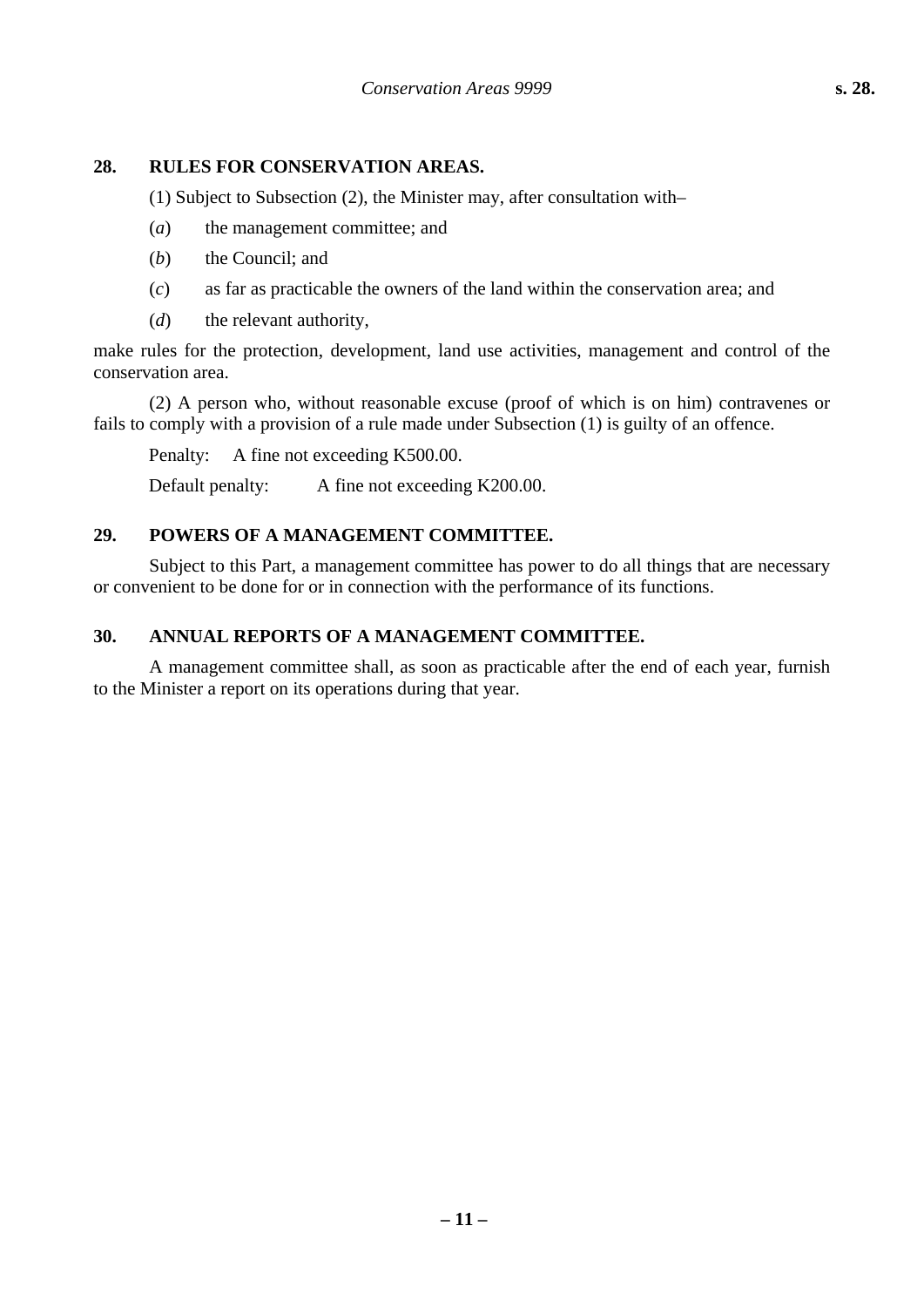### 28. RULES FOR CONSERVATION AREAS.

(1) Subject to Subsection (2), the Minister may, after consultation with–

(*a*) the management committee; and

(*b*) the Council; and

(*c*) as far as practicable the owners of the land within the conservation area; and

(*d*) the relevant authority,

make rules for the protection, development, land use activities, management and control of the conservation area.

(2) A person who, without reasonable excuse (proof of which is on him) contravenes or fails to comply with a provision of a rule made under Subsection (1) is guilty of an offence.

Penalty: A fine not exceeding K500.00.

Default penalty: A fine not exceeding K200.00.

### 29. POWERS OF A MANAGEMENT COMMITTEE.

Subject to this Part, a management committee has power to do all things that are necessary or convenient to be done for or in connection with the performance of its functions.

### 30. ANNUAL REPORTS OF A MANAGEMENT COMMITTEE.

A management committee shall, as soon as practicable after the end of each year, furnish to the Minister a report on its operations during that year.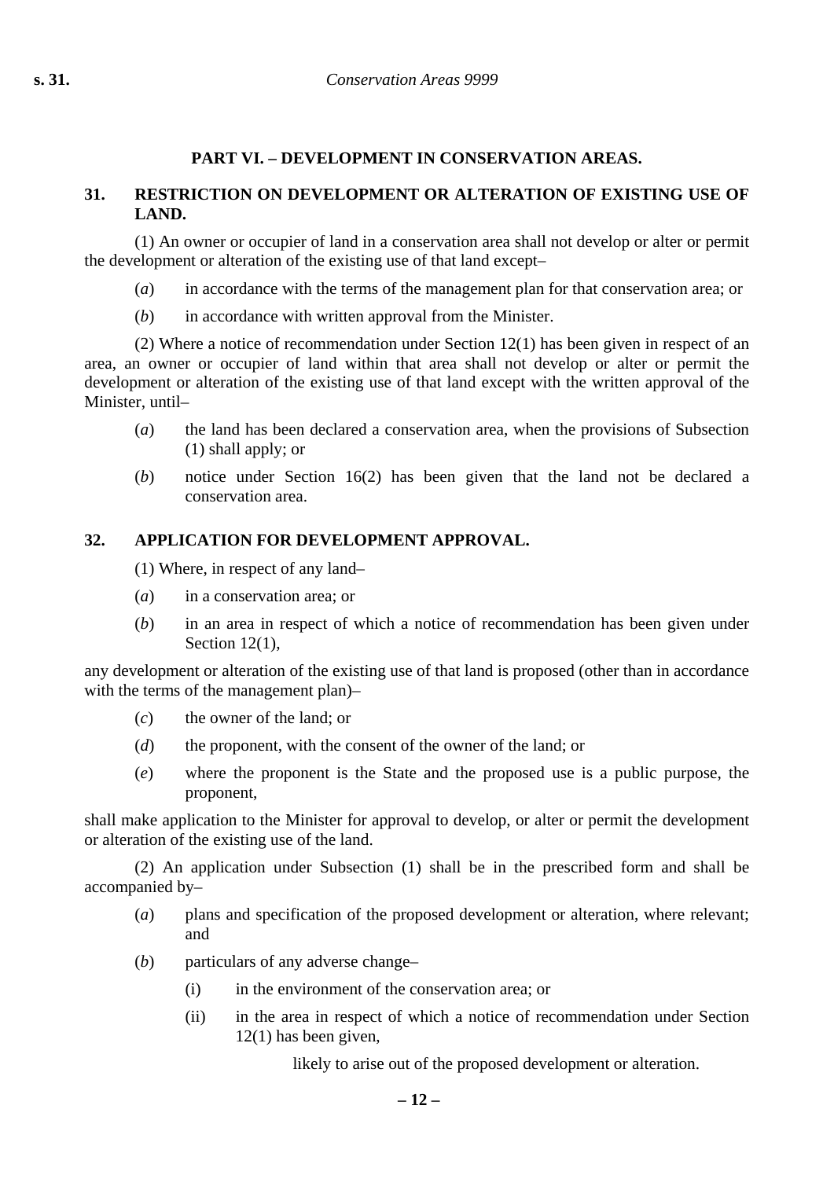## PART VI. – DEVELOPMENT IN CONSERVATION AREAS.

### 31. RESTRICTION ON DEVELOPMENT OR ALTERATION OF EXISTING USE OF LAND.

(1) An owner or occupier of land in a conservation area shall not develop or alter or permit the development or alteration of the existing use of that land except–

(*a*) in accordance with the terms of the management plan for that conservation area; or

(*b*) in accordance with written approval from the Minister.

(2) Where a notice of recommendation under Section 12(1) has been given in respect of an area, an owner or occupier of land within that area shall not develop or alter or permit the development or alteration of the existing use of that land except with the written approval of the Minister, until–

(*a*) the land has been declared a conservation area, when the provisions of Subsection (1) shall apply; or

(*b*) notice under Section 16(2) has been given that the land not be declared a conservation area.

### 32. APPLICATION FOR DEVELOPMENT APPROVAL.

(1) Where, in respect of any land–

(*a*) in a conservation area; or

(*b*) in an area in respect of which a notice of recommendation has been given under Section 12(1),

any development or alteration of the existing use of that land is proposed (other than in accordance with the terms of the management plan)–

(*c*) the owner of the land; or

(*d*) the proponent, with the consent of the owner of the land; or

(*e*) where the proponent is the State and the proposed use is a public purpose, the proponent,

shall make application to the Minister for approval to develop, or alter or permit the development or alteration of the existing use of the land.

(2) An application under Subsection (1) shall be in the prescribed form and shall be accompanied by–

(*a*) plans and specification of the proposed development or alteration, where relevant; and

(*b*) particulars of any adverse change–

(i) in the environment of the conservation area; or

(ii) in the area in respect of which a notice of recommendation under Section 12(1) has been given,

likely to arise out of the proposed development or alteration.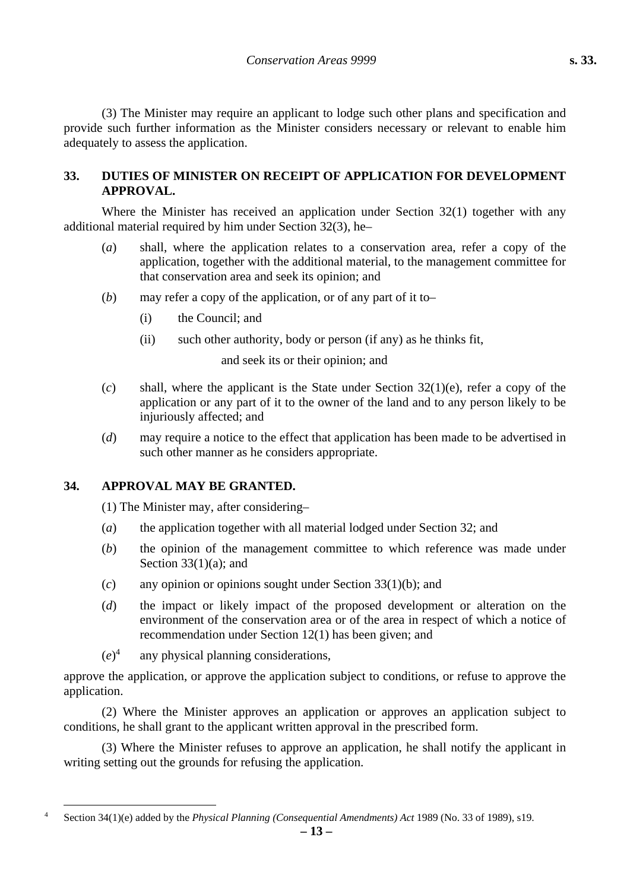(3) The Minister may require an applicant to lodge such other plans and specification and provide such further information as the Minister considers necessary or relevant to enable him adequately to assess the application.

## 33. DUTIES OF MINISTER ON RECEIPT OF APPLICATION FOR DEVELOPMENT APPROVAL.

Where the Minister has received an application under Section 32(1) together with any additional material required by him under Section 32(3), he–

(*a*) shall, where the application relates to a conservation area, refer a copy of the application, together with the additional material, to the management committee for that conservation area and seek its opinion; and

(*b*) may refer a copy of the application, or of any part of it to–

- (i) the Council; and
- (ii) such other authority, body or person (if any) as he thinks fit,

and seek its or their opinion; and

(*c*) shall, where the applicant is the State under Section 32(1)(e), refer a copy of the application or any part of it to the owner of the land and to any person likely to be injuriously affected; and

(*d*) may require a notice to the effect that application has been made to be advertised in such other manner as he considers appropriate.

## 34. APPROVAL MAY BE GRANTED.

(1) The Minister may, after considering–

(*a*) the application together with all material lodged under Section 32; and

(*b*) the opinion of the management committee to which reference was made under Section 33(1)(a); and

(*c*) any opinion or opinions sought under Section 33(1)(b); and

(*d*) the impact or likely impact of the proposed development or alteration on the environment of the conservation area or of the area in respect of which a notice of recommendation under Section 12(1) has been given; and

(*e*)[4] any physical planning considerations,

approve the application, or approve the application subject to conditions, or refuse to approve the application.

(2) Where the Minister approves an application or approves an application subject to conditions, he shall grant to the applicant written approval in the prescribed form.

(3) Where the Minister refuses to approve an application, he shall notify the applicant in writing setting out the grounds for refusing the application.

---

[4] Section 34(1)(e) added by the *Physical Planning (Consequential Amendments) Act* 1989 (No. 33 of 1989), s19.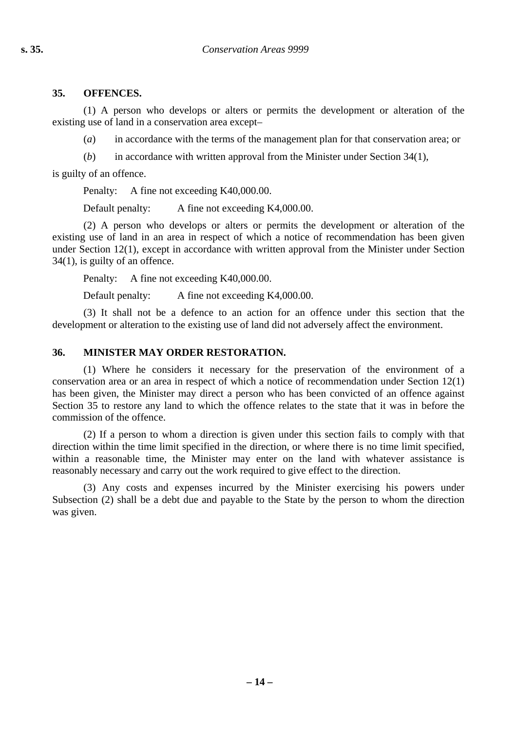### 35. OFFENCES.

(1) A person who develops or alters or permits the development or alteration of the existing use of land in a conservation area except–

(*a*) in accordance with the terms of the management plan for that conservation area; or

(*b*) in accordance with written approval from the Minister under Section 34(1),

is guilty of an offence.

Penalty: A fine not exceeding K40,000.00.

Default penalty: A fine not exceeding K4,000.00.

(2) A person who develops or alters or permits the development or alteration of the existing use of land in an area in respect of which a notice of recommendation has been given under Section 12(1), except in accordance with written approval from the Minister under Section 34(1), is guilty of an offence.

Penalty: A fine not exceeding K40,000.00.

Default penalty: A fine not exceeding K4,000.00.

(3) It shall not be a defence to an action for an offence under this section that the development or alteration to the existing use of land did not adversely affect the environment.

### 36. MINISTER MAY ORDER RESTORATION.

(1) Where he considers it necessary for the preservation of the environment of a conservation area or an area in respect of which a notice of recommendation under Section 12(1) has been given, the Minister may direct a person who has been convicted of an offence against Section 35 to restore any land to which the offence relates to the state that it was in before the commission of the offence.

(2) If a person to whom a direction is given under this section fails to comply with that direction within the time limit specified in the direction, or where there is no time limit specified, within a reasonable time, the Minister may enter on the land with whatever assistance is reasonably necessary and carry out the work required to give effect to the direction.

(3) Any costs and expenses incurred by the Minister exercising his powers under Subsection (2) shall be a debt due and payable to the State by the person to whom the direction was given.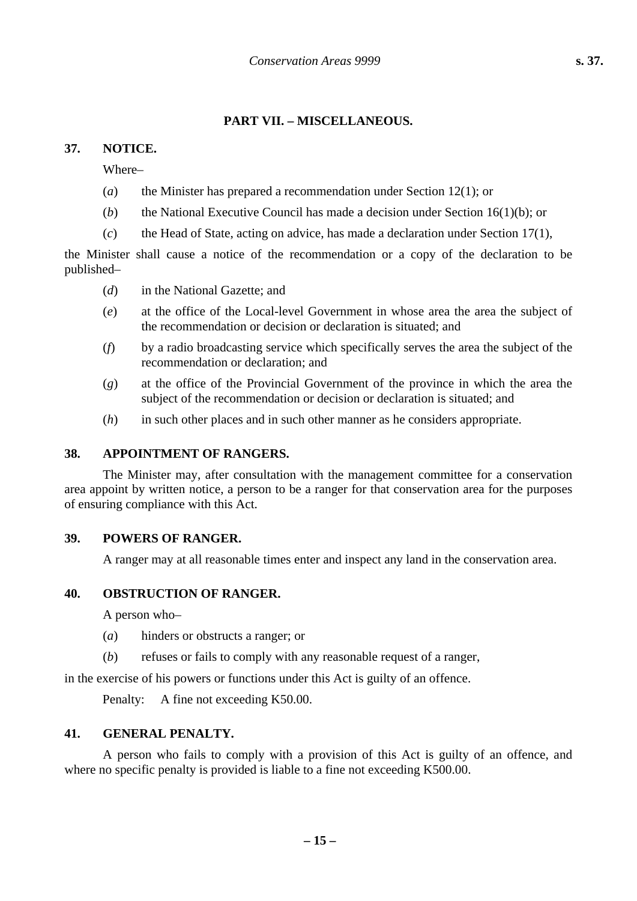## PART VII. – MISCELLANEOUS.

### 37. NOTICE.

Where–

(*a*) the Minister has prepared a recommendation under Section 12(1); or

(*b*) the National Executive Council has made a decision under Section 16(1)(b); or

(*c*) the Head of State, acting on advice, has made a declaration under Section 17(1),

the Minister shall cause a notice of the recommendation or a copy of the declaration to be published–

(*d*) in the National Gazette; and

(*e*) at the office of the Local-level Government in whose area the area the subject of the recommendation or decision or declaration is situated; and

(*f*) by a radio broadcasting service which specifically serves the area the subject of the recommendation or declaration; and

(*g*) at the office of the Provincial Government of the province in which the area the subject of the recommendation or decision or declaration is situated; and

(*h*) in such other places and in such other manner as he considers appropriate.

### 38. APPOINTMENT OF RANGERS.

The Minister may, after consultation with the management committee for a conservation area appoint by written notice, a person to be a ranger for that conservation area for the purposes of ensuring compliance with this Act.

### 39. POWERS OF RANGER.

A ranger may at all reasonable times enter and inspect any land in the conservation area.

### 40. OBSTRUCTION OF RANGER.

A person who–

(*a*) hinders or obstructs a ranger; or

(*b*) refuses or fails to comply with any reasonable request of a ranger,

in the exercise of his powers or functions under this Act is guilty of an offence.

Penalty: A fine not exceeding K50.00.

### 41. GENERAL PENALTY.

A person who fails to comply with a provision of this Act is guilty of an offence, and where no specific penalty is provided is liable to a fine not exceeding K500.00.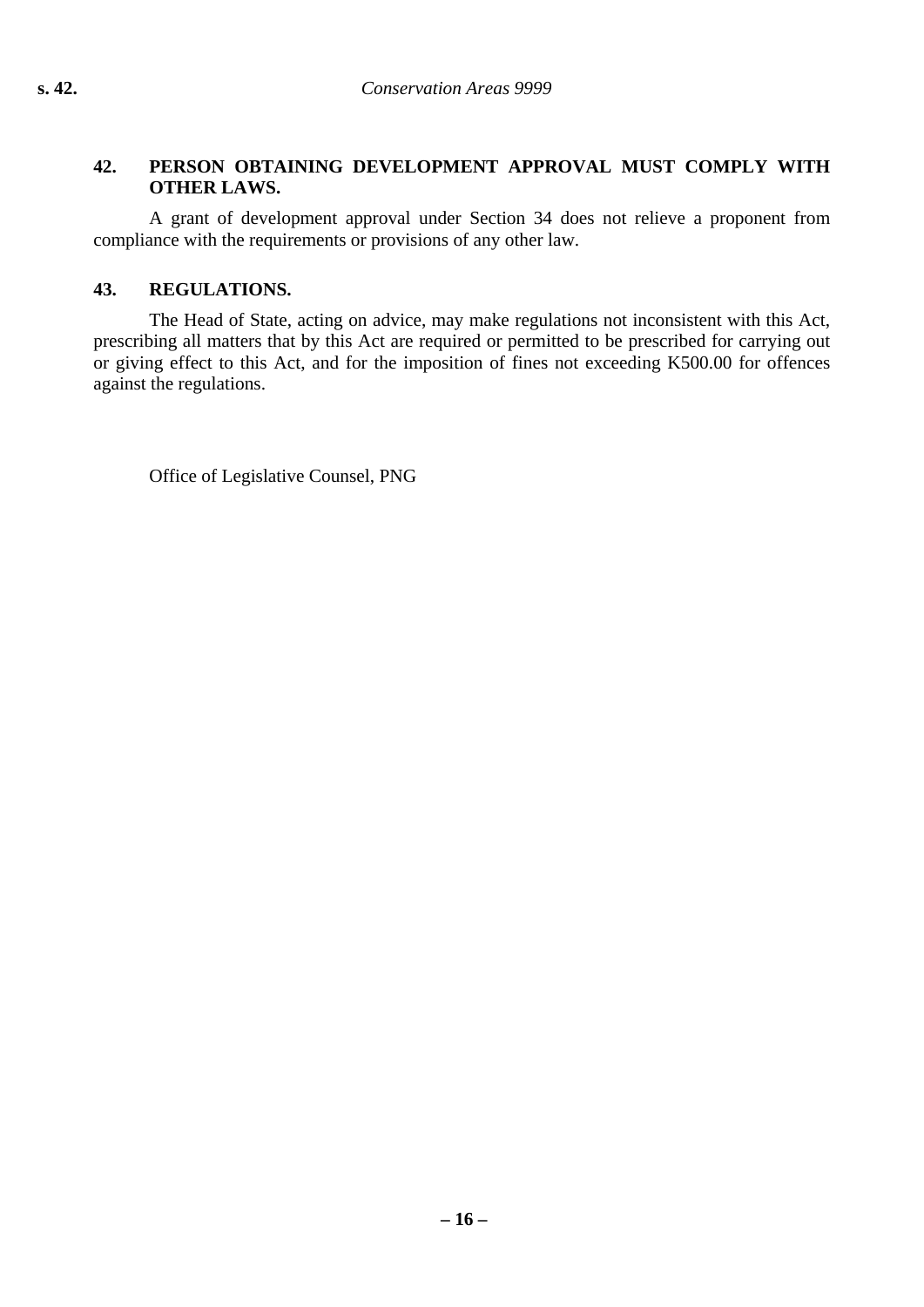### 42. PERSON OBTAINING DEVELOPMENT APPROVAL MUST COMPLY WITH OTHER LAWS.

A grant of development approval under Section 34 does not relieve a proponent from compliance with the requirements or provisions of any other law.

### 43. REGULATIONS.

The Head of State, acting on advice, may make regulations not inconsistent with this Act, prescribing all matters that by this Act are required or permitted to be prescribed for carrying out or giving effect to this Act, and for the imposition of fines not exceeding K500.00 for offences against the regulations.

Office of Legislative Counsel, PNG